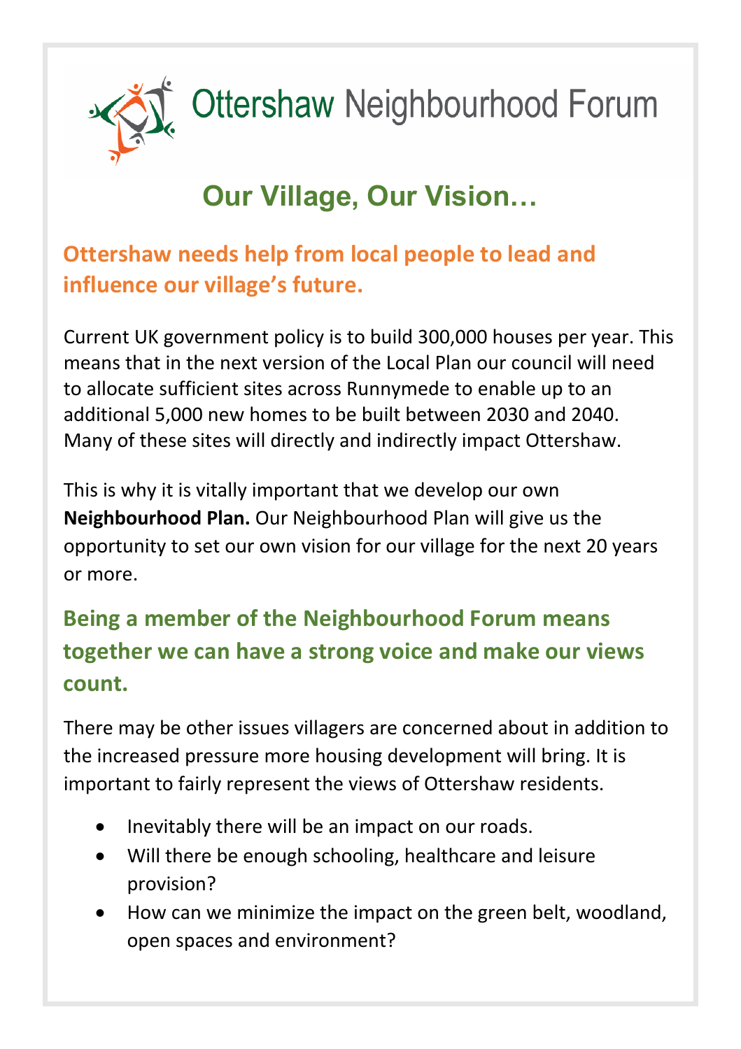# Ottershaw Neighbourhood Forum

## Our Village, Our Vision…

### Ottershaw needs help from local people to lead and influence our village's future.

Current UK government policy is to build 300,000 houses per year. This means that in the next version of the Local Plan our council will need to allocate sufficient sites across Runnymede to enable up to an additional 5,000 new homes to be built between 2030 and 2040. Many of these sites will directly and indirectly impact Ottershaw.

This is why it is vitally important that we develop our own **Neighbourhood Plan.** Our Neighbourhood Plan will give us the opportunity to set our own vision for our village for the next 20 years or more.

### Being a member of the Neighbourhood Forum means together we can have a strong voice and make our views count.

There may be other issues villagers are concerned about in addition to the increased pressure more housing development will bring. It is important to fairly represent the views of Ottershaw residents.

- Inevitably there will be an impact on our roads.
- Will there be enough schooling, healthcare and leisure provision?
- How can we minimize the impact on the green belt, woodland, open spaces and environment?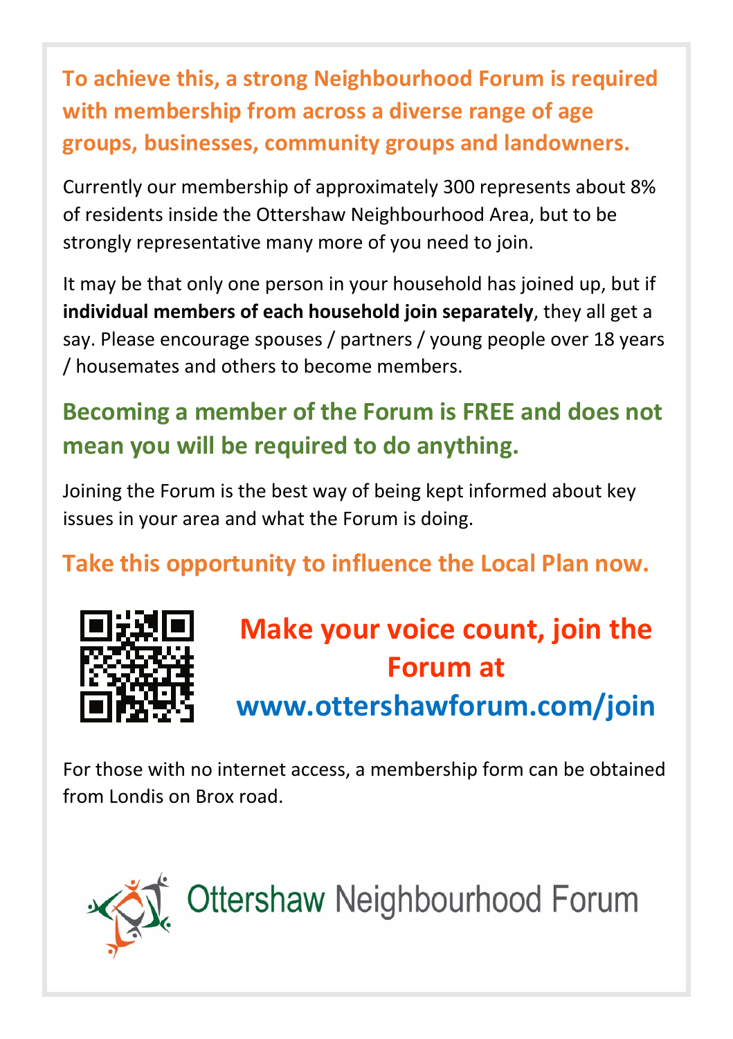## To achieve this, a strong Neighbourhood Forum is required with membership from across a diverse range of age groups, businesses, community groups and landowners.

Currently our membership of approximately 300 represents about 8% of residents inside the Ottershaw Neighbourhood Area, but to be strongly representative many more of you need to join.

It may be that only one person in your household has joined up, but if **individual members of each household join separately**, they all get a say. Please encourage spouses / partners / young people over 18 years / housemates and others to become members.

## Becoming a member of the Forum is FREE and does not mean you will be required to do anything.

Joining the Forum is the best way of being kept informed about key issues in your area and what the Forum is doing.

## Take this opportunity to influence the Local Plan now.

## Make your voice count, join the Forum at www.ottershawforum.com/join

For those with no internet access, a membership form can be obtained from Londis on Brox road.

Ottershaw Neighbourhood Forum